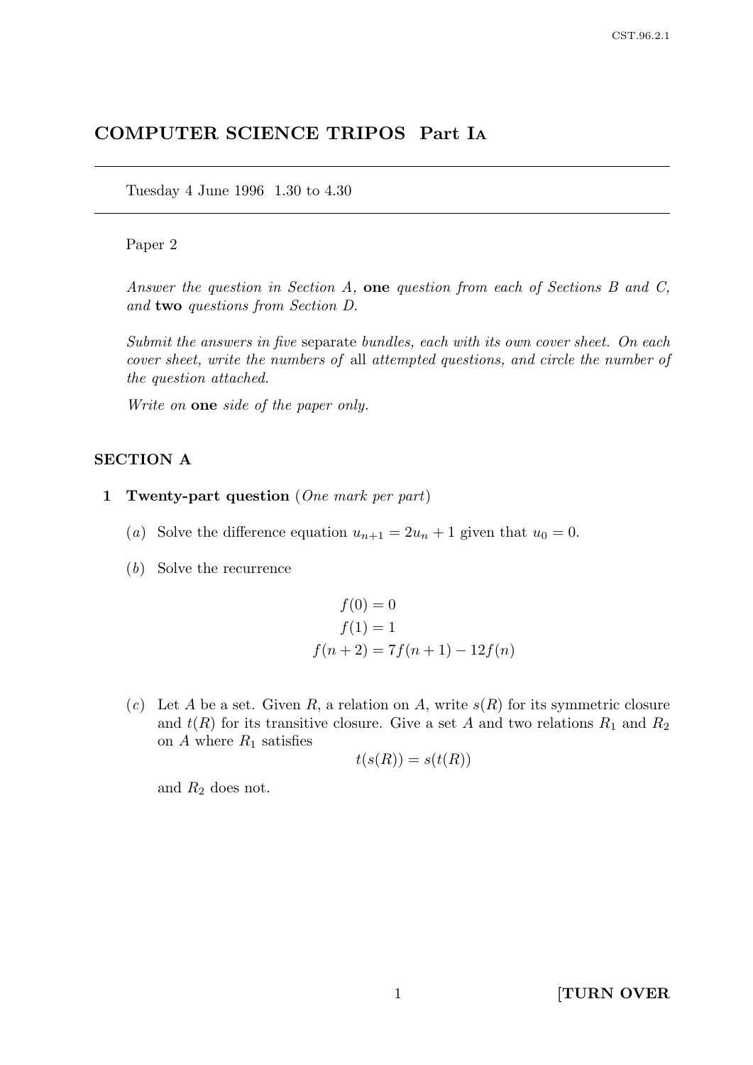# COMPUTER SCIENCE TRIPOS Part IA

Tuesday 4 June 1996 1.30 to 4.30

Paper 2

*Answer the question in Section A,* **one** *question from each of Sections B and C, and* **two** *questions from Section D.*

*Submit the answers in five* separate *bundles, each with its own cover sheet. On each cover sheet, write the numbers of* all *attempted questions, and circle the number of the question attached.*

*Write on* **one** *side of the paper only.*

## SECTION A

**1 Twenty-part question** (*One mark per part*)

(*a*) Solve the difference equation $u_{n+1} = 2u_n + 1$ given that $u_0 = 0$.

(*b*) Solve the recurrence

$$
\begin{aligned}
f(0) &= 0 \\
f(1) &= 1 \\
f(n+2) &= 7f(n+1) - 12f(n)
\end{aligned}
$$

(*c*) Let $A$ be a set. Given $R$, a relation on $A$, write $s(R)$ for its symmetric closure and $t(R)$ for its transitive closure. Give a set $A$ and two relations $R_1$ and $R_2$ on $A$ where $R_1$ satisfies

$$t(s(R)) = s(t(R))$$

and $R_2$ does not.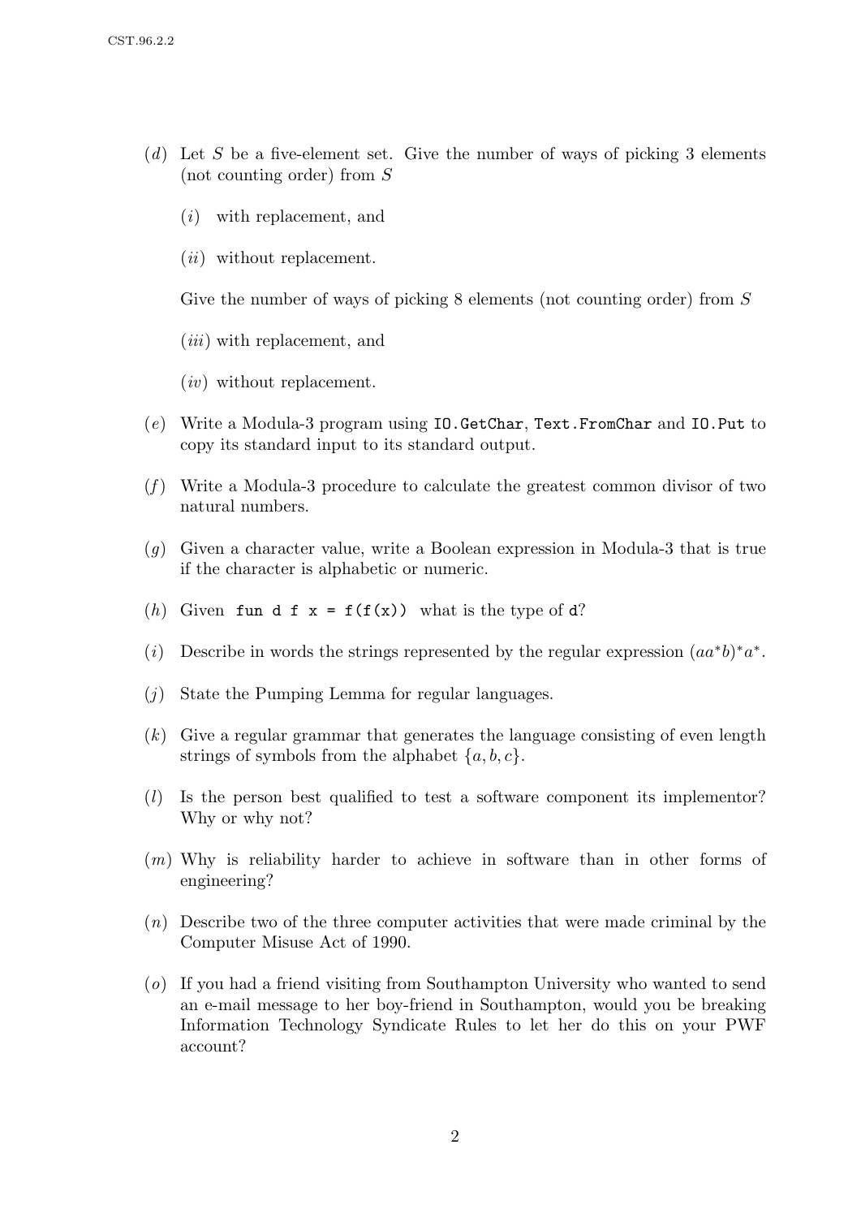(*d*) Let $S$ be a five-element set. Give the number of ways of picking 3 elements (not counting order) from $S$

(*i*) with replacement, and

(*ii*) without replacement.

Give the number of ways of picking 8 elements (not counting order) from $S$

(*iii*) with replacement, and

(*iv*) without replacement.

(*e*) Write a Modula-3 program using `IO.GetChar`, `Text.FromChar` and `IO.Put` to copy its standard input to its standard output.

(*f*) Write a Modula-3 procedure to calculate the greatest common divisor of two natural numbers.

(*g*) Given a character value, write a Boolean expression in Modula-3 that is true if the character is alphabetic or numeric.

(*h*) Given `fun d f x = f(f(x))` what is the type of `d`?

(*i*) Describe in words the strings represented by the regular expression $(aa^*b)^*a^*$.

(*j*) State the Pumping Lemma for regular languages.

(*k*) Give a regular grammar that generates the language consisting of even length strings of symbols from the alphabet $\{a, b, c\}$.

(*l*) Is the person best qualified to test a software component its implementor? Why or why not?

(*m*) Why is reliability harder to achieve in software than in other forms of engineering?

(*n*) Describe two of the three computer activities that were made criminal by the Computer Misuse Act of 1990.

(*o*) If you had a friend visiting from Southampton University who wanted to send an e-mail message to her boy-friend in Southampton, would you be breaking Information Technology Syndicate Rules to let her do this on your PWF account?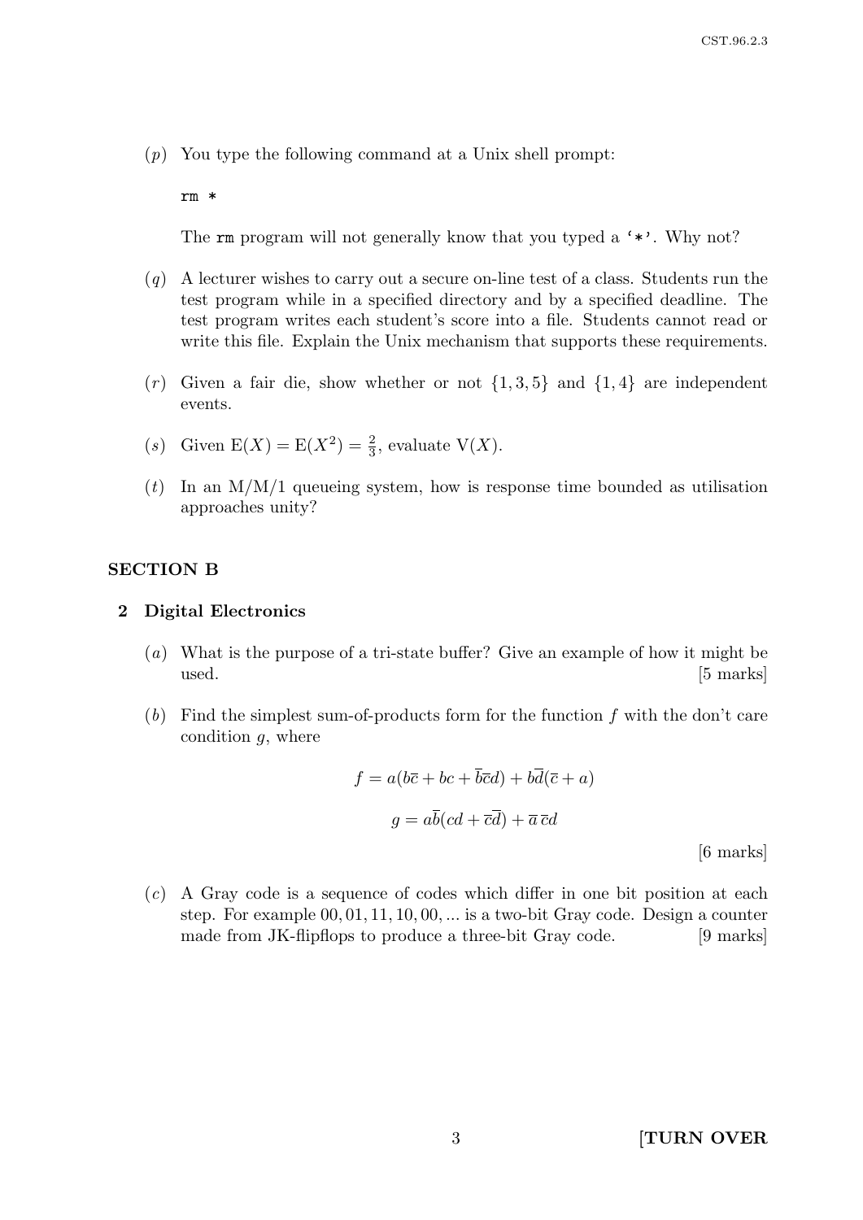(*p*) You type the following command at a Unix shell prompt:

```
rm *
```

The `rm` program will not generally know that you typed a '*'. Why not?

(*q*) A lecturer wishes to carry out a secure on-line test of a class. Students run the test program while in a specified directory and by a specified deadline. The test program writes each student's score into a file. Students cannot read or write this file. Explain the Unix mechanism that supports these requirements.

(*r*) Given a fair die, show whether or not $\{1, 3, 5\}$ and $\{1, 4\}$ are independent events.

(*s*) Given $\mathrm{E}(X) = \mathrm{E}(X^2) = \frac{2}{3}$, evaluate $\mathrm{V}(X)$.

(*t*) In an M/M/1 queueing system, how is response time bounded as utilisation approaches unity?

## SECTION B

### 2 Digital Electronics

(*a*) What is the purpose of a tri-state buffer? Give an example of how it might be used. [5 marks]

(*b*) Find the simplest sum-of-products form for the function $f$ with the don't care condition $g$, where

$$f = a(b\overline{c} + bc + \overline{b}\overline{c}d) + b\overline{d}(\overline{c} + a)$$

$$g = a\overline{b}(cd + \overline{c}\overline{d}) + \overline{a}\,\overline{c}d$$

[6 marks]

(*c*) A Gray code is a sequence of codes which differ in one bit position at each step. For example $00, 01, 11, 10, 00, \ldots$ is a two-bit Gray code. Design a counter made from JK-flipflops to produce a three-bit Gray code. [9 marks]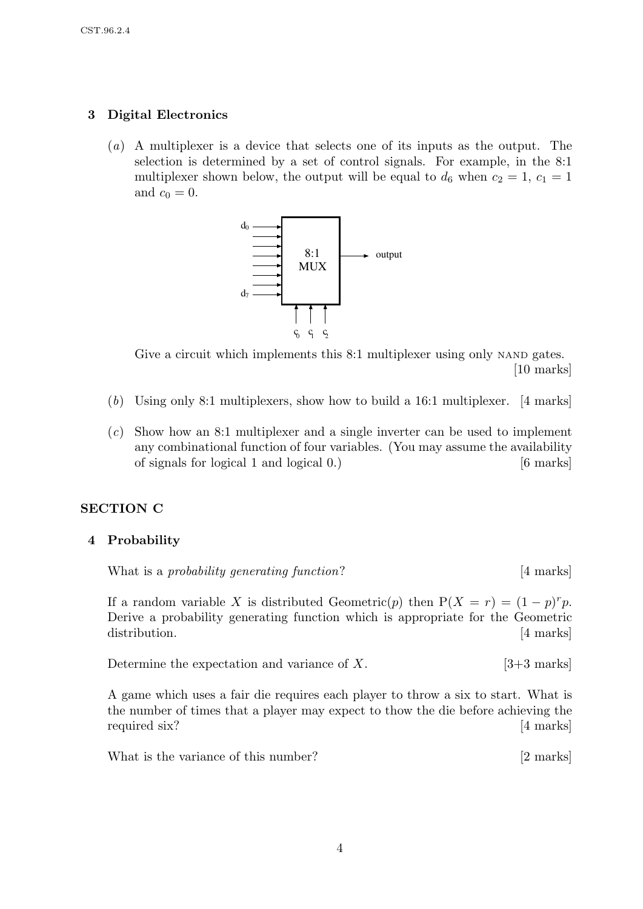## 3 Digital Electronics

(*a*) A multiplexer is a device that selects one of its inputs as the output. The selection is determined by a set of control signals. For example, in the 8:1 multiplexer shown below, the output will be equal to $d_6$ when $c_2 = 1$, $c_1 = 1$ and $c_0 = 0$.

$d_0$

$d_7$

8:1
MUX

output

$c_0$ $c_1$ $c_2$

Give a circuit which implements this 8:1 multiplexer using only NAND gates. [10 marks]

(*b*) Using only 8:1 multiplexers, show how to build a 16:1 multiplexer. [4 marks]

(*c*) Show how an 8:1 multiplexer and a single inverter can be used to implement any combinational function of four variables. (You may assume the availability of signals for logical 1 and logical 0.) [6 marks]

## SECTION C

## 4 Probability

What is a *probability generating function*? [4 marks]

If a random variable $X$ is distributed Geometric($p$) then $\mathrm{P}(X = r) = (1 - p)^r p$. Derive a probability generating function which is appropriate for the Geometric distribution. [4 marks]

Determine the expectation and variance of $X$. [3+3 marks]

A game which uses a fair die requires each player to throw a six to start. What is the number of times that a player may expect to thow the die before achieving the required six? [4 marks]

What is the variance of this number? [2 marks]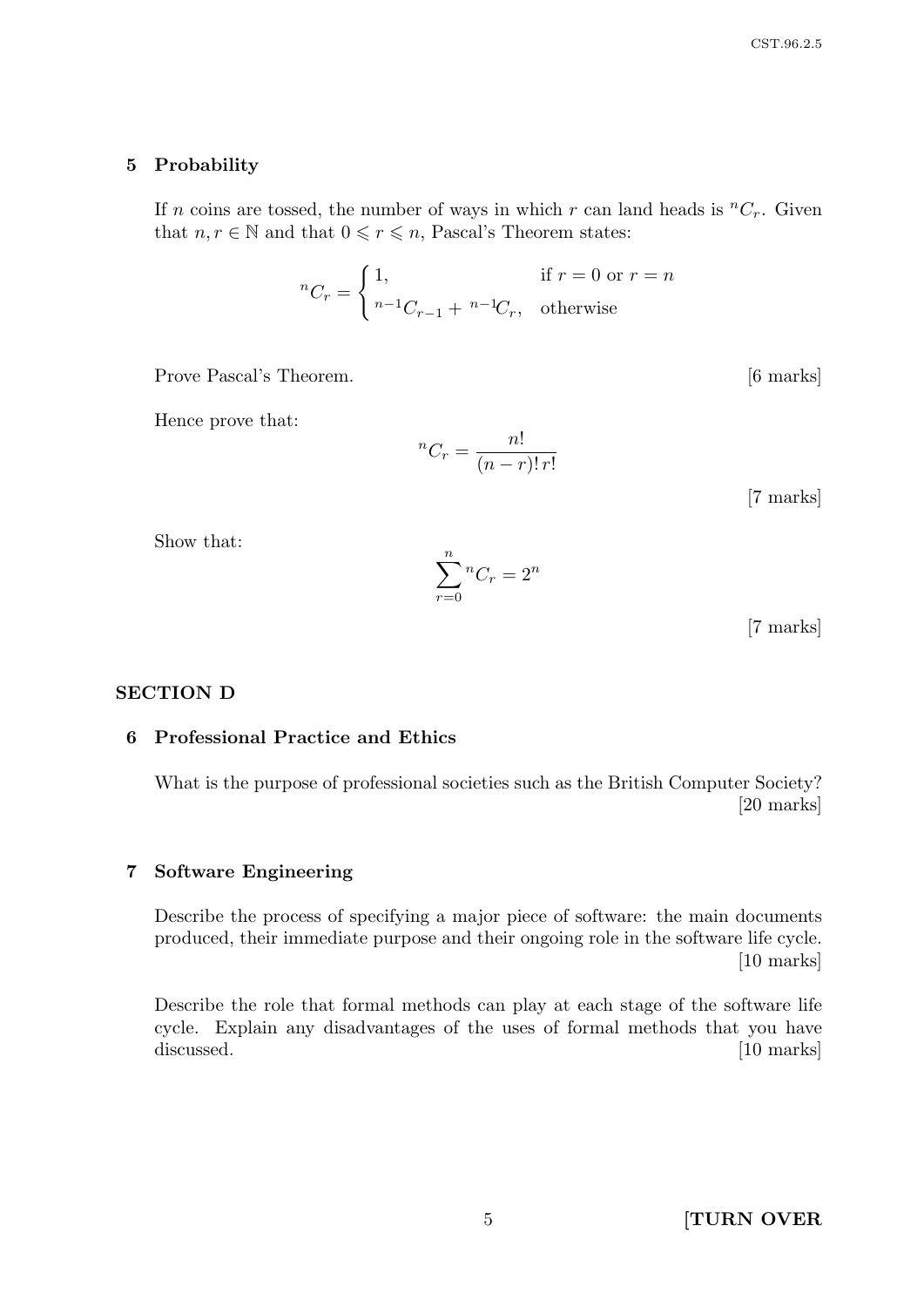## 5 Probability

If $n$ coins are tossed, the number of ways in which $r$ can land heads is ${}^{n}C_{r}$. Given that $n, r \in \mathbb{N}$ and that $0 \leqslant r \leqslant n$, Pascal's Theorem states:

$$
{}^{n}C_{r} = \begin{cases} 1, & \text{if } r = 0 \text{ or } r = n \\ {}^{n-1}C_{r-1} + {}^{n-1}C_{r}, & \text{otherwise} \end{cases}
$$

Prove Pascal's Theorem. [6 marks]

Hence prove that:

$$
{}^{n}C_{r} = \frac{n!}{(n-r)!\,r!}
$$

[7 marks]

Show that:

$$
\sum_{r=0}^{n} {}^{n}C_{r} = 2^{n}
$$

[7 marks]

# SECTION D

## 6 Professional Practice and Ethics

What is the purpose of professional societies such as the British Computer Society? [20 marks]

## 7 Software Engineering

Describe the process of specifying a major piece of software: the main documents produced, their immediate purpose and their ongoing role in the software life cycle. [10 marks]

Describe the role that formal methods can play at each stage of the software life cycle. Explain any disadvantages of the uses of formal methods that you have discussed. [10 marks]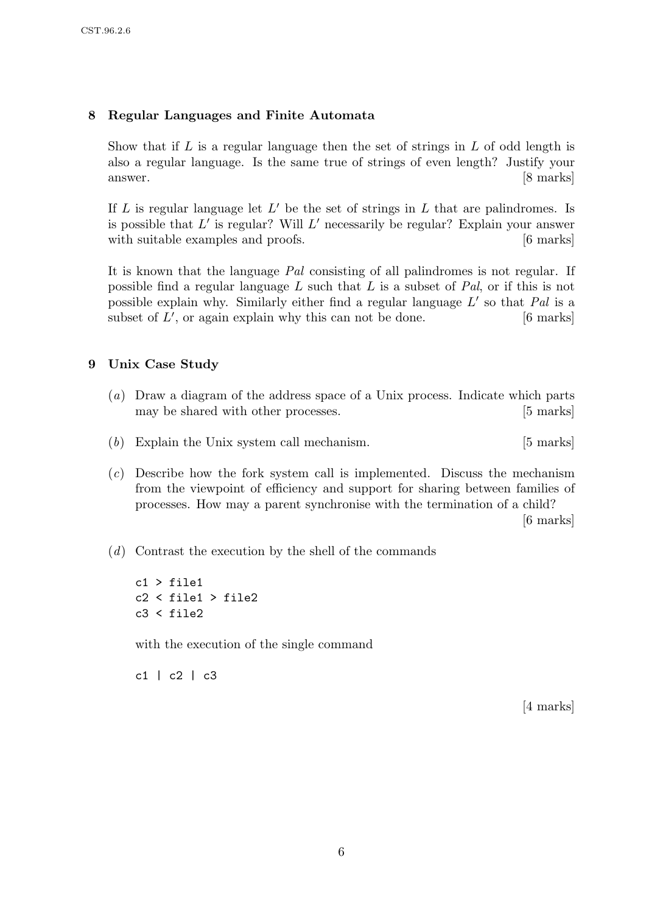## 8 Regular Languages and Finite Automata

Show that if $L$ is a regular language then the set of strings in $L$ of odd length is also a regular language. Is the same true of strings of even length? Justify your answer. [8 marks]

If $L$ is regular language let $L'$ be the set of strings in $L$ that are palindromes. Is is possible that $L'$ is regular? Will $L'$ necessarily be regular? Explain your answer with suitable examples and proofs. [6 marks]

It is known that the language *Pal* consisting of all palindromes is not regular. If possible find a regular language $L$ such that $L$ is a subset of *Pal*, or if this is not possible explain why. Similarly either find a regular language $L'$ so that *Pal* is a subset of $L'$, or again explain why this can not be done. [6 marks]

## 9 Unix Case Study

(*a*) Draw a diagram of the address space of a Unix process. Indicate which parts may be shared with other processes. [5 marks]

(*b*) Explain the Unix system call mechanism. [5 marks]

(*c*) Describe how the fork system call is implemented. Discuss the mechanism from the viewpoint of efficiency and support for sharing between families of processes. How may a parent synchronise with the termination of a child? [6 marks]

(*d*) Contrast the execution by the shell of the commands

```
c1 > file1
c2 < file1 > file2
c3 < file2
```

with the execution of the single command

```
c1 | c2 | c3
```

[4 marks]